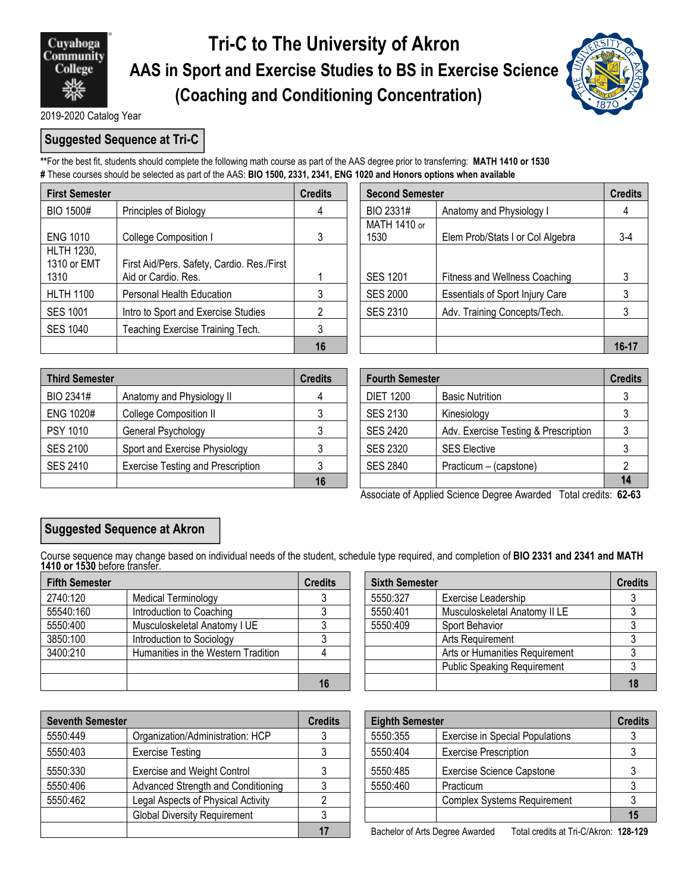# Tri-C to The University of Akron

## AAS in Sport and Exercise Studies to BS in Exercise Science (Coaching and Conditioning Concentration)

2019-2020 Catalog Year

### Suggested Sequence at Tri-C

**For the best fit, students should complete the following math course as part of the AAS degree prior to transferring: **MATH 1410 or 1530**

# These courses should be selected as part of the AAS: **BIO 1500, 2331, 2341, ENG 1020 and Honors options when available**

| First Semester | | Credits |
|---|---|---|
| BIO 1500# | Principles of Biology | 4 |
| ENG 1010 | College Composition I | 3 |
| HLTH 1230, 1310 or EMT 1310 | First Aid/Pers. Safety, Cardio. Res./First Aid or Cardio. Res. | 1 |
| HLTH 1100 | Personal Health Education | 3 |
| SES 1001 | Intro to Sport and Exercise Studies | 2 |
| SES 1040 | Teaching Exercise Training Tech. | 3 |
| | | **16** |

| Second Semester | | Credits |
|---|---|---|
| BIO 2331# | Anatomy and Physiology I | 4 |
| MATH 1410 or 1530 | Elem Prob/Stats I or Col Algebra | 3-4 |
| SES 1201 | Fitness and Wellness Coaching | 3 |
| SES 2000 | Essentials of Sport Injury Care | 3 |
| SES 2310 | Adv. Training Concepts/Tech. | 3 |
| | | |
| | | **16-17** |

| Third Semester | | Credits |
|---|---|---|
| BIO 2341# | Anatomy and Physiology II | 4 |
| ENG 1020# | College Composition II | 3 |
| PSY 1010 | General Psychology | 3 |
| SES 2100 | Sport and Exercise Physiology | 3 |
| SES 2410 | Exercise Testing and Prescription | 3 |
| | | **16** |

| Fourth Semester | | Credits |
|---|---|---|
| DIET 1200 | Basic Nutrition | 3 |
| SES 2130 | Kinesiology | 3 |
| SES 2420 | Adv. Exercise Testing & Prescription | 3 |
| SES 2320 | SES Elective | 3 |
| SES 2840 | Practicum – (capstone) | 2 |
| | | **14** |

Associate of Applied Science Degree Awarded Total credits: **62-63**

### Suggested Sequence at Akron

Course sequence may change based on individual needs of the student, schedule type required, and completion of **BIO 2331 and 2341 and MATH 1410 or 1530** before transfer.

| Fifth Semester | | Credits |
|---|---|---|
| 2740:120 | Medical Terminology | 3 |
| 55540:160 | Introduction to Coaching | 3 |
| 5550:400 | Musculoskeletal Anatomy I UE | 3 |
| 3850:100 | Introduction to Sociology | 3 |
| 3400:210 | Humanities in the Western Tradition | 4 |
| | | |
| | | **16** |

| Sixth Semester | | Credits |
|---|---|---|
| 5550:327 | Exercise Leadership | 3 |
| 5550:401 | Musculoskeletal Anatomy II LE | 3 |
| 5550:409 | Sport Behavior | 3 |
| | Arts Requirement | 3 |
| | Arts or Humanities Requirement | 3 |
| | Public Speaking Requirement | 3 |
| | | **18** |

| Seventh Semester | | Credits |
|---|---|---|
| 5550:449 | Organization/Administration: HCP | 3 |
| 5550:403 | Exercise Testing | 3 |
| 5550:330 | Exercise and Weight Control | 3 |
| 5550:406 | Advanced Strength and Conditioning | 3 |
| 5550:462 | Legal Aspects of Physical Activity | 2 |
| | Global Diversity Requirement | 3 |
| | | **17** |

| Eighth Semester | | Credits |
|---|---|---|
| 5550:355 | Exercise in Special Populations | 3 |
| 5550:404 | Exercise Prescription | 3 |
| 5550:485 | Exercise Science Capstone | 3 |
| 5550:460 | Practicum | 3 |
| | Complex Systems Requirement | 3 |
| | | **15** |

Bachelor of Arts Degree Awarded Total credits at Tri-C/Akron: **128-129**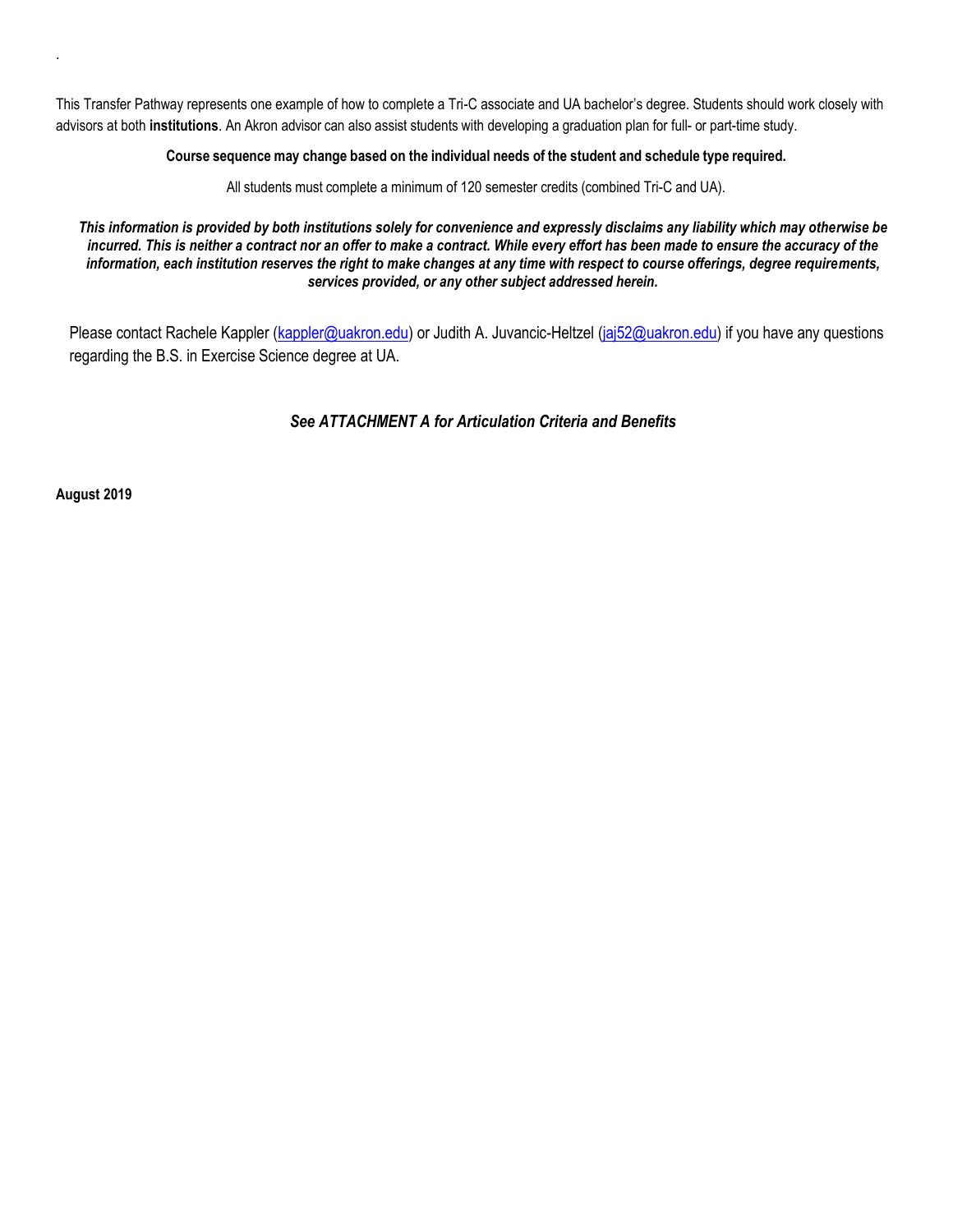This Transfer Pathway represents one example of how to complete a Tri-C associate and UA bachelor's degree. Students should work closely with advisors at both **institutions**. An Akron advisor can also assist students with developing a graduation plan for full- or part-time study.

**Course sequence may change based on the individual needs of the student and schedule type required.**

All students must complete a minimum of 120 semester credits (combined Tri-C and UA).

***This information is provided by both institutions solely for convenience and expressly disclaims any liability which may otherwise be incurred. This is neither a contract nor an offer to make a contract. While every effort has been made to ensure the accuracy of the information, each institution reserves the right to make changes at any time with respect to course offerings, degree requirements, services provided, or any other subject addressed herein.***

Please contact Rachele Kappler (kappler@uakron.edu) or Judith A. Juvancic-Heltzel (jaj52@uakron.edu) if you have any questions regarding the B.S. in Exercise Science degree at UA.

***See ATTACHMENT A for Articulation Criteria and Benefits***

**August 2019**